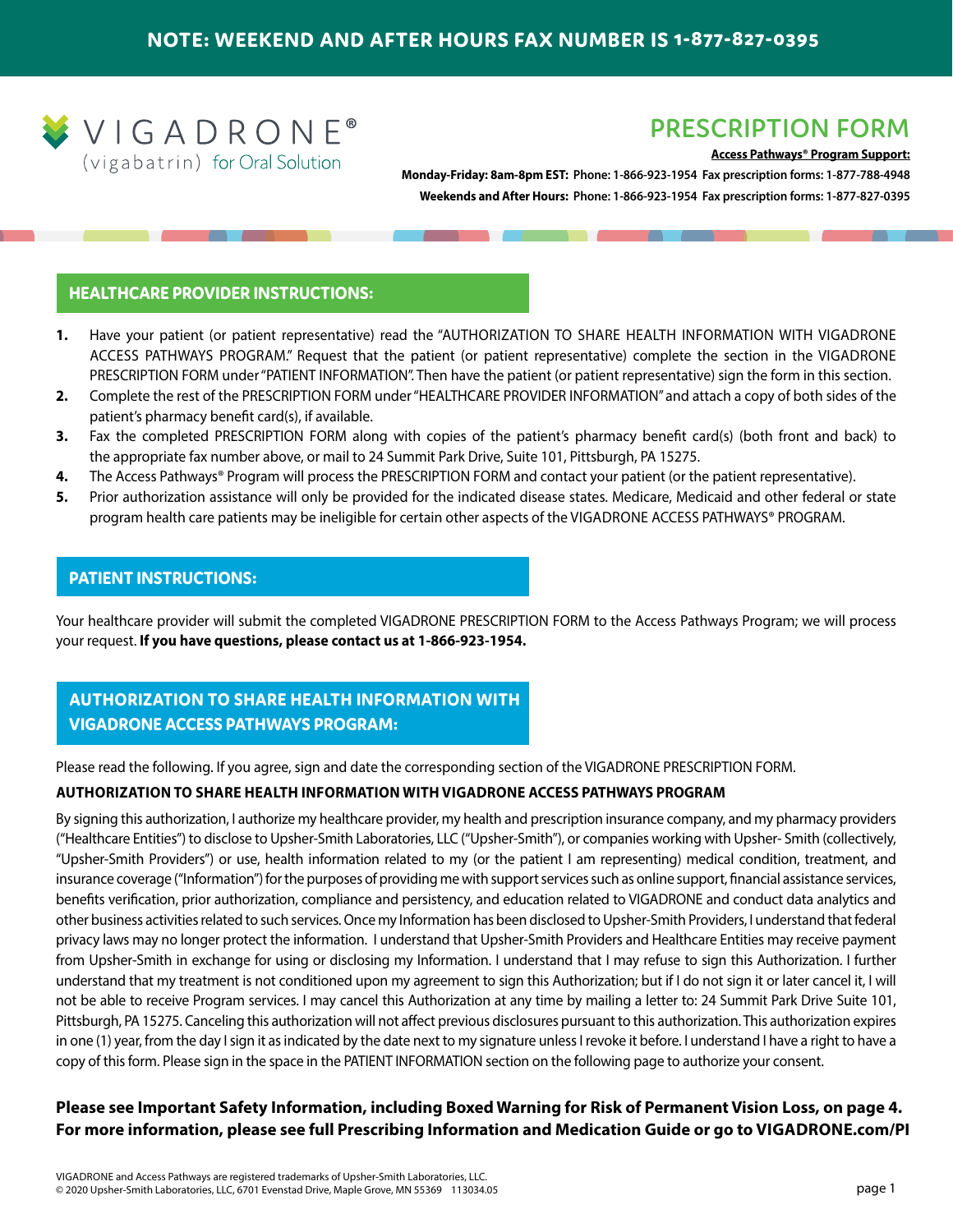**NOTE: WEEKEND AND AFTER HOURS FAX NUMBER IS 1-877-827-0395**

VIGADRONE®
(vigabatrin) for Oral Solution

# PRESCRIPTION FORM

**Access Pathways® Program Support:**

**Monday-Friday: 8am-8pm EST: Phone: 1-866-923-1954 Fax prescription forms: 1-877-788-4948**

**Weekends and After Hours: Phone: 1-866-923-1954 Fax prescription forms: 1-877-827-0395**

## HEALTHCARE PROVIDER INSTRUCTIONS:

1. Have your patient (or patient representative) read the "AUTHORIZATION TO SHARE HEALTH INFORMATION WITH VIGADRONE ACCESS PATHWAYS PROGRAM." Request that the patient (or patient representative) complete the section in the VIGADRONE PRESCRIPTION FORM under "PATIENT INFORMATION". Then have the patient (or patient representative) sign the form in this section.
2. Complete the rest of the PRESCRIPTION FORM under "HEALTHCARE PROVIDER INFORMATION" and attach a copy of both sides of the patient's pharmacy benefit card(s), if available.
3. Fax the completed PRESCRIPTION FORM along with copies of the patient's pharmacy benefit card(s) (both front and back) to the appropriate fax number above, or mail to 24 Summit Park Drive, Suite 101, Pittsburgh, PA 15275.
4. The Access Pathways® Program will process the PRESCRIPTION FORM and contact your patient (or the patient representative).
5. Prior authorization assistance will only be provided for the indicated disease states. Medicare, Medicaid and other federal or state program health care patients may be ineligible for certain other aspects of the VIGADRONE ACCESS PATHWAYS® PROGRAM.

## PATIENT INSTRUCTIONS:

Your healthcare provider will submit the completed VIGADRONE PRESCRIPTION FORM to the Access Pathways Program; we will process your request. **If you have questions, please contact us at 1-866-923-1954.**

## AUTHORIZATION TO SHARE HEALTH INFORMATION WITH VIGADRONE ACCESS PATHWAYS PROGRAM:

Please read the following. If you agree, sign and date the corresponding section of the VIGADRONE PRESCRIPTION FORM.

**AUTHORIZATION TO SHARE HEALTH INFORMATION WITH VIGADRONE ACCESS PATHWAYS PROGRAM**

By signing this authorization, I authorize my healthcare provider, my health and prescription insurance company, and my pharmacy providers ("Healthcare Entities") to disclose to Upsher-Smith Laboratories, LLC ("Upsher-Smith"), or companies working with Upsher- Smith (collectively, "Upsher-Smith Providers") or use, health information related to my (or the patient I am representing) medical condition, treatment, and insurance coverage ("Information") for the purposes of providing me with support services such as online support, financial assistance services, benefits verification, prior authorization, compliance and persistency, and education related to VIGADRONE and conduct data analytics and other business activities related to such services. Once my Information has been disclosed to Upsher-Smith Providers, I understand that federal privacy laws may no longer protect the information. I understand that Upsher-Smith Providers and Healthcare Entities may receive payment from Upsher-Smith in exchange for using or disclosing my Information. I understand that I may refuse to sign this Authorization. I further understand that my treatment is not conditioned upon my agreement to sign this Authorization; but if I do not sign it or later cancel it, I will not be able to receive Program services. I may cancel this Authorization at any time by mailing a letter to: 24 Summit Park Drive Suite 101, Pittsburgh, PA 15275. Canceling this authorization will not affect previous disclosures pursuant to this authorization. This authorization expires in one (1) year, from the day I sign it as indicated by the date next to my signature unless I revoke it before. I understand I have a right to have a copy of this form. Please sign in the space in the PATIENT INFORMATION section on the following page to authorize your consent.

**Please see Important Safety Information, including Boxed Warning for Risk of Permanent Vision Loss, on page 4. For more information, please see full Prescribing Information and Medication Guide or go to VIGADRONE.com/PI**

VIGADRONE and Access Pathways are registered trademarks of Upsher-Smith Laboratories, LLC.
© 2020 Upsher-Smith Laboratories, LLC, 6701 Evenstad Drive, Maple Grove, MN 55369 113034.05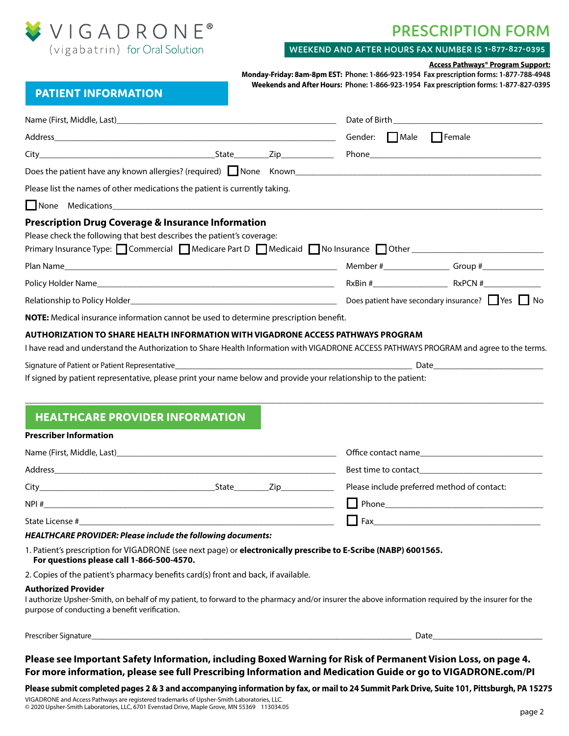VIGADRONE®
(vigabatrin) for Oral Solution

# PRESCRIPTION FORM

WEEKEND AND AFTER HOURS FAX NUMBER IS 1-877-827-0395

**Access Pathways® Program Support:**
**Monday-Friday: 8am-8pm EST:** Phone: 1-866-923-1954 Fax prescription forms: 1-877-788-4948
**Weekends and After Hours:** Phone: 1-866-923-1954 Fax prescription forms: 1-877-827-0395

## PATIENT INFORMATION

Name (First, Middle, Last)____________________ Date of Birth____________________

Address____________________ Gender: ☐ Male ☐ Female

City____________________ State________ Zip____________ Phone____________________

Does the patient have any known allergies? (required) ☐ None Known____________________

Please list the names of other medications the patient is currently taking.

☐ None Medications____________________

### Prescription Drug Coverage & Insurance Information

Please check the following that best describes the patient's coverage:

Primary Insurance Type: ☐ Commercial ☐ Medicare Part D ☐ Medicaid ☐ No Insurance ☐ Other ____________________

Plan Name____________________ Member #______________ Group #______________

Policy Holder Name____________________ RxBin #______________ RxPCN #______________

Relationship to Policy Holder____________________ Does patient have secondary insurance? ☐ Yes ☐ No

**NOTE:** Medical insurance information cannot be used to determine prescription benefit.

**AUTHORIZATION TO SHARE HEALTH INFORMATION WITH VIGADRONE ACCESS PATHWAYS PROGRAM**

I have read and understand the Authorization to Share Health Information with VIGADRONE ACCESS PATHWAYS PROGRAM and agree to the terms.

Signature of Patient or Patient Representative____________________ Date____________________

If signed by patient representative, please print your name below and provide your relationship to the patient:

____________________________________________________________

## HEALTHCARE PROVIDER INFORMATION

**Prescriber Information**

Name (First, Middle, Last)____________________ Office contact name____________________

Address____________________ Best time to contact____________________

City____________________ State________ Zip____________ Please include preferred method of contact:

NPI #____________________ ☐ Phone____________________

State License #____________________ ☐ Fax____________________

***HEALTHCARE PROVIDER: Please include the following documents:***

1. Patient's prescription for VIGADRONE (see next page) or **electronically prescribe to E-Scribe (NABP) 6001565. For questions please call 1-866-500-4570.**
2. Copies of the patient's pharmacy benefits card(s) front and back, if available.

**Authorized Provider**

I authorize Upsher-Smith, on behalf of my patient, to forward to the pharmacy and/or insurer the above information required by the insurer for the purpose of conducting a benefit verification.

Prescriber Signature____________________ Date____________________

**Please see Important Safety Information, including Boxed Warning for Risk of Permanent Vision Loss, on page 4. For more information, please see full Prescribing Information and Medication Guide or go to VIGADRONE.com/PI**

**Please submit completed pages 2 & 3 and accompanying information by fax, or mail to 24 Summit Park Drive, Suite 101, Pittsburgh, PA 15275**

VIGADRONE and Access Pathways are registered trademarks of Upsher-Smith Laboratories, LLC.
© 2020 Upsher-Smith Laboratories, LLC, 6701 Evenstad Drive, Maple Grove, MN 55369 113034.05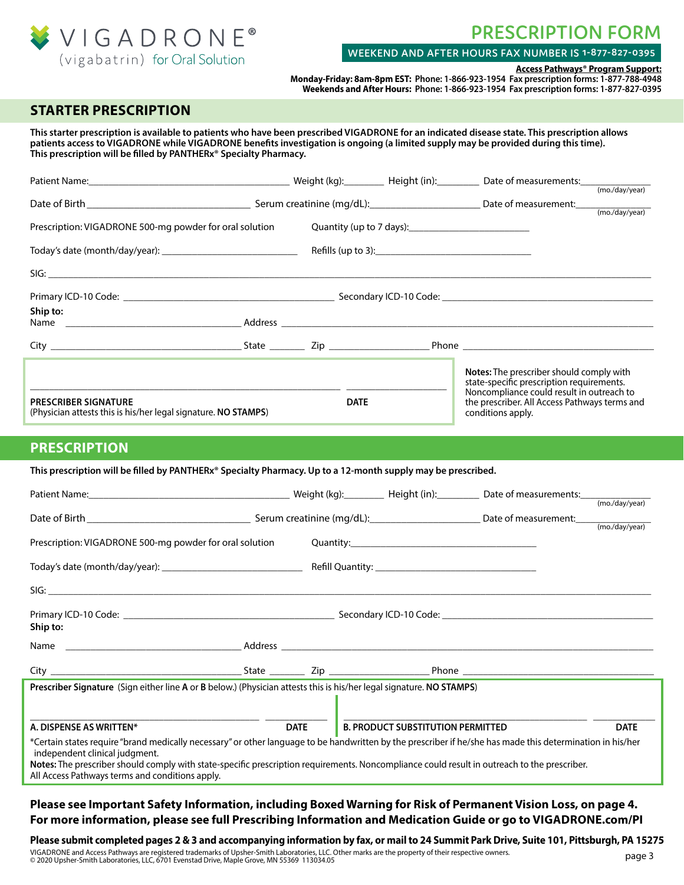VIGADRONE®
(vigabatrin) for Oral Solution

# PRESCRIPTION FORM

**WEEKEND AND AFTER HOURS FAX NUMBER IS 1-877-827-0395**

**Access Pathways® Program Support:**
**Monday-Friday: 8am-8pm EST:** Phone: 1-866-923-1954 Fax prescription forms: 1-877-788-4948
**Weekends and After Hours:** Phone: 1-866-923-1954 Fax prescription forms: 1-877-827-0395

## STARTER PRESCRIPTION

**This starter prescription is available to patients who have been prescribed VIGADRONE for an indicated disease state. This prescription allows patients access to VIGADRONE while VIGADRONE benefits investigation is ongoing (a limited supply may be provided during this time). This prescription will be filled by PANTHERx® Specialty Pharmacy.**

Patient Name:________________________ Weight (kg):________ Height (in):________ Date of measurements:____________ (mo./day/year)

Date of Birth ________________________ Serum creatinine (mg/dL):________________ Date of measurement:____________ (mo./day/year)

Prescription: VIGADRONE 500-mg powder for oral solution Quantity (up to 7 days):____________________

Today's date (month/day/year): ____________________ Refills (up to 3):____________________

SIG: ____________________________________________

Primary ICD-10 Code: ____________________ Secondary ICD-10 Code: ____________________

**Ship to:**

Name ____________________ Address ____________________

City ____________________ State ________ Zip ____________ Phone ____________________

____________________________ ____________

**PRESCRIBER SIGNATURE** (Physician attests this is his/her legal signature. **NO STAMPS**) **DATE**

**Notes:** The prescriber should comply with state-specific prescription requirements. Noncompliance could result in outreach to the prescriber. All Access Pathways terms and conditions apply.

## PRESCRIPTION

**This prescription will be filled by PANTHERx® Specialty Pharmacy. Up to a 12-month supply may be prescribed.**

Patient Name:________________________ Weight (kg):________ Height (in):________ Date of measurements:____________ (mo./day/year)

Date of Birth ________________________ Serum creatinine (mg/dL):________________ Date of measurement:____________ (mo./day/year)

Prescription: VIGADRONE 500-mg powder for oral solution Quantity:____________________

Today's date (month/day/year): ____________________ Refill Quantity: ____________________

SIG: ____________________________________________

Primary ICD-10 Code: ____________________ Secondary ICD-10 Code: ____________________

**Ship to:**

Name ____________________ Address ____________________

City ____________________ State ________ Zip ____________ Phone ____________________

**Prescriber Signature** (Sign either line **A** or **B** below.) (Physician attests this is his/her legal signature. **NO STAMPS**)

____________________________ ____________ ____________________________ ____________

**A. DISPENSE AS WRITTEN*** **DATE** **B. PRODUCT SUBSTITUTION PERMITTED** **DATE**

*Certain states require "brand medically necessary" or other language to be handwritten by the prescriber if he/she has made this determination in his/her independent clinical judgment.

**Notes:** The prescriber should comply with state-specific prescription requirements. Noncompliance could result in outreach to the prescriber. All Access Pathways terms and conditions apply.

**Please see Important Safety Information, including Boxed Warning for Risk of Permanent Vision Loss, on page 4. For more information, please see full Prescribing Information and Medication Guide or go to VIGADRONE.com/PI**

**Please submit completed pages 2 & 3 and accompanying information by fax, or mail to 24 Summit Park Drive, Suite 101, Pittsburgh, PA 15275**

VIGADRONE and Access Pathways are registered trademarks of Upsher-Smith Laboratories, LLC. Other marks are the property of their respective owners.
© 2020 Upsher-Smith Laboratories, LLC, 6701 Evenstad Drive, Maple Grove, MN 55369 113034.05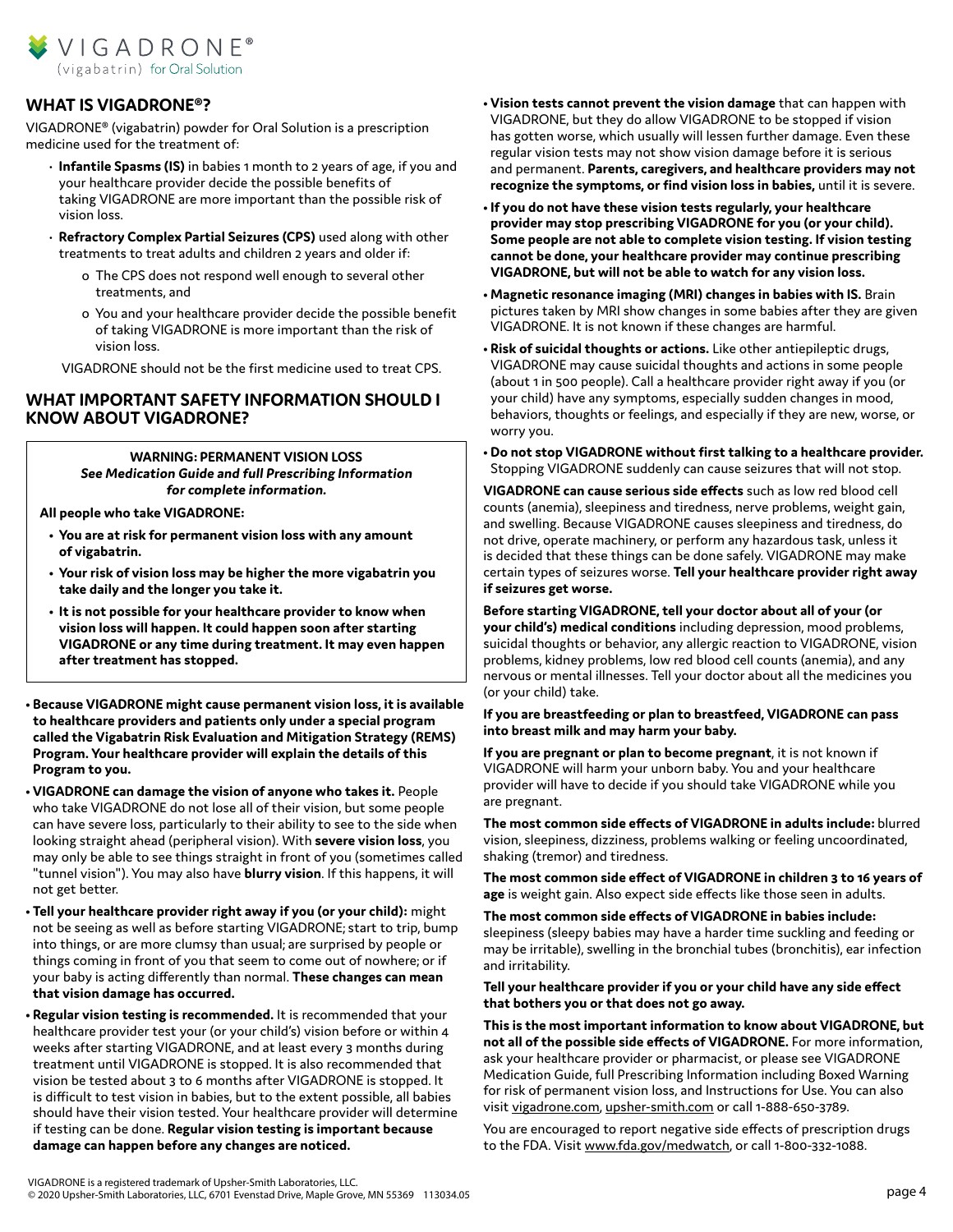VIGADRONE®
(vigabatrin) for Oral Solution

## WHAT IS VIGADRONE®?

VIGADRONE® (vigabatrin) powder for Oral Solution is a prescription medicine used for the treatment of:

- **Infantile Spasms (IS)** in babies 1 month to 2 years of age, if you and your healthcare provider decide the possible benefits of taking VIGADRONE are more important than the possible risk of vision loss.
- **Refractory Complex Partial Seizures (CPS)** used along with other treatments to treat adults and children 2 years and older if:
  - o The CPS does not respond well enough to several other treatments, and
  - o You and your healthcare provider decide the possible benefit of taking VIGADRONE is more important than the risk of vision loss.

VIGADRONE should not be the first medicine used to treat CPS.

## WHAT IMPORTANT SAFETY INFORMATION SHOULD I KNOW ABOUT VIGADRONE?

**WARNING: PERMANENT VISION LOSS**
***See Medication Guide and full Prescribing Information for complete information.***

**All people who take VIGADRONE:**

- **You are at risk for permanent vision loss with any amount of vigabatrin.**
- **Your risk of vision loss may be higher the more vigabatrin you take daily and the longer you take it.**
- **It is not possible for your healthcare provider to know when vision loss will happen. It could happen soon after starting VIGADRONE or any time during treatment. It may even happen after treatment has stopped.**

- **Because VIGADRONE might cause permanent vision loss, it is available to healthcare providers and patients only under a special program called the Vigabatrin Risk Evaluation and Mitigation Strategy (REMS) Program. Your healthcare provider will explain the details of this Program to you.**
- **VIGADRONE can damage the vision of anyone who takes it.** People who take VIGADRONE do not lose all of their vision, but some people can have severe loss, particularly to their ability to see to the side when looking straight ahead (peripheral vision). With **severe vision loss**, you may only be able to see things straight in front of you (sometimes called "tunnel vision"). You may also have **blurry vision**. If this happens, it will not get better.
- **Tell your healthcare provider right away if you (or your child):** might not be seeing as well as before starting VIGADRONE; start to trip, bump into things, or are more clumsy than usual; are surprised by people or things coming in front of you that seem to come out of nowhere; or if your baby is acting differently than normal. **These changes can mean that vision damage has occurred.**
- **Regular vision testing is recommended.** It is recommended that your healthcare provider test your (or your child's) vision before or within 4 weeks after starting VIGADRONE, and at least every 3 months during treatment until VIGADRONE is stopped. It is also recommended that vision be tested about 3 to 6 months after VIGADRONE is stopped. It is difficult to test vision in babies, but to the extent possible, all babies should have their vision tested. Your healthcare provider will determine if testing can be done. **Regular vision testing is important because damage can happen before any changes are noticed.**
- **Vision tests cannot prevent the vision damage** that can happen with VIGADRONE, but they do allow VIGADRONE to be stopped if vision has gotten worse, which usually will lessen further damage. Even these regular vision tests may not show vision damage before it is serious and permanent. **Parents, caregivers, and healthcare providers may not recognize the symptoms, or find vision loss in babies,** until it is severe.
- **If you do not have these vision tests regularly, your healthcare provider may stop prescribing VIGADRONE for you (or your child). Some people are not able to complete vision testing. If vision testing cannot be done, your healthcare provider may continue prescribing VIGADRONE, but will not be able to watch for any vision loss.**
- **Magnetic resonance imaging (MRI) changes in babies with IS.** Brain pictures taken by MRI show changes in some babies after they are given VIGADRONE. It is not known if these changes are harmful.
- **Risk of suicidal thoughts or actions.** Like other antiepileptic drugs, VIGADRONE may cause suicidal thoughts and actions in some people (about 1 in 500 people). Call a healthcare provider right away if you (or your child) have any symptoms, especially sudden changes in mood, behaviors, thoughts or feelings, and especially if they are new, worse, or worry you.
- **Do not stop VIGADRONE without first talking to a healthcare provider.** Stopping VIGADRONE suddenly can cause seizures that will not stop.

**VIGADRONE can cause serious side effects** such as low red blood cell counts (anemia), sleepiness and tiredness, nerve problems, weight gain, and swelling. Because VIGADRONE causes sleepiness and tiredness, do not drive, operate machinery, or perform any hazardous task, unless it is decided that these things can be done safely. VIGADRONE may make certain types of seizures worse. **Tell your healthcare provider right away if seizures get worse.**

**Before starting VIGADRONE, tell your doctor about all of your (or your child's) medical conditions** including depression, mood problems, suicidal thoughts or behavior, any allergic reaction to VIGADRONE, vision problems, kidney problems, low red blood cell counts (anemia), and any nervous or mental illnesses. Tell your doctor about all the medicines you (or your child) take.

**If you are breastfeeding or plan to breastfeed, VIGADRONE can pass into breast milk and may harm your baby.**

**If you are pregnant or plan to become pregnant**, it is not known if VIGADRONE will harm your unborn baby. You and your healthcare provider will have to decide if you should take VIGADRONE while you are pregnant.

**The most common side effects of VIGADRONE in adults include:** blurred vision, sleepiness, dizziness, problems walking or feeling uncoordinated, shaking (tremor) and tiredness.

**The most common side effect of VIGADRONE in children 3 to 16 years of age** is weight gain. Also expect side effects like those seen in adults.

**The most common side effects of VIGADRONE in babies include:** sleepiness (sleepy babies may have a harder time suckling and feeding or may be irritable), swelling in the bronchial tubes (bronchitis), ear infection and irritability.

**Tell your healthcare provider if you or your child have any side effect that bothers you or that does not go away.**

**This is the most important information to know about VIGADRONE, but not all of the possible side effects of VIGADRONE.** For more information, ask your healthcare provider or pharmacist, or please see VIGADRONE Medication Guide, full Prescribing Information including Boxed Warning for risk of permanent vision loss, and Instructions for Use. You can also visit vigadrone.com, upsher-smith.com or call 1-888-650-3789.

You are encouraged to report negative side effects of prescription drugs to the FDA. Visit www.fda.gov/medwatch, or call 1-800-332-1088.

VIGADRONE is a registered trademark of Upsher-Smith Laboratories, LLC.
© 2020 Upsher-Smith Laboratories, LLC, 6701 Evenstad Drive, Maple Grove, MN 55369 113034.05